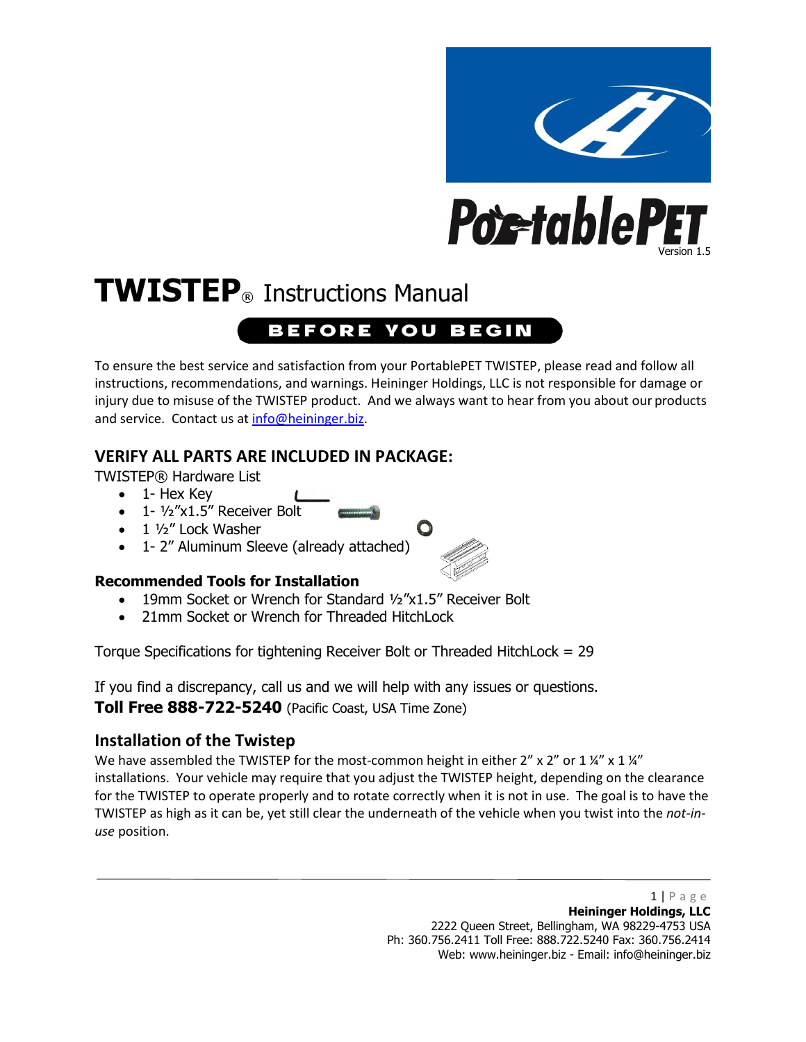PortablePET

Version 1.5

# TWISTEP® Instructions Manual

## BEFORE YOU BEGIN

To ensure the best service and satisfaction from your PortablePET TWISTEP, please read and follow all instructions, recommendations, and warnings. Heininger Holdings, LLC is not responsible for damage or injury due to misuse of the TWISTEP product. And we always want to hear from you about our products and service. Contact us at info@heininger.biz.

## VERIFY ALL PARTS ARE INCLUDED IN PACKAGE:

TWISTEP® Hardware List

- 1- Hex Key
- 1- ½"x1.5" Receiver Bolt
- 1 ½" Lock Washer
- 1- 2" Aluminum Sleeve (already attached)

### Recommended Tools for Installation

- 19mm Socket or Wrench for Standard ½"x1.5" Receiver Bolt
- 21mm Socket or Wrench for Threaded HitchLock

Torque Specifications for tightening Receiver Bolt or Threaded HitchLock = 29

If you find a discrepancy, call us and we will help with any issues or questions.
**Toll Free 888-722-5240** (Pacific Coast, USA Time Zone)

## Installation of the Twistep

We have assembled the TWISTEP for the most-common height in either 2" x 2" or 1 ¼" x 1 ¼" installations. Your vehicle may require that you adjust the TWISTEP height, depending on the clearance for the TWISTEP to operate properly and to rotate correctly when it is not in use. The goal is to have the TWISTEP as high as it can be, yet still clear the underneath of the vehicle when you twist into the *not-in-use* position.

**Heininger Holdings, LLC**
2222 Queen Street, Bellingham, WA 98229-4753 USA
Ph: 360.756.2411 Toll Free: 888.722.5240 Fax: 360.756.2414
Web: www.heininger.biz - Email: info@heininger.biz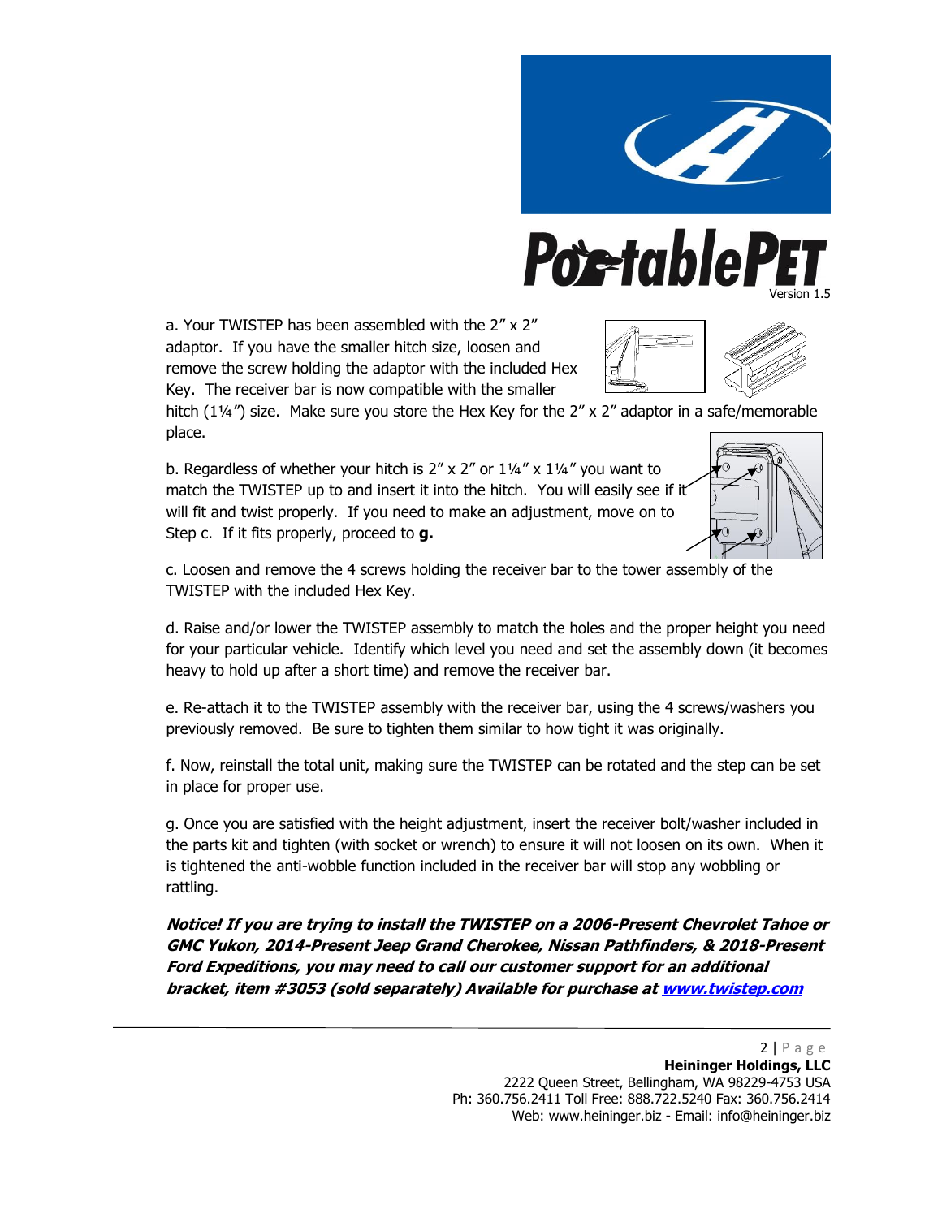a. Your TWISTEP has been assembled with the 2" x 2" adaptor. If you have the smaller hitch size, loosen and remove the screw holding the adaptor with the included Hex Key. The receiver bar is now compatible with the smaller hitch (1¼") size. Make sure you store the Hex Key for the 2" x 2" adaptor in a safe/memorable place.

b. Regardless of whether your hitch is 2" x 2" or 1¼" x 1¼" you want to match the TWISTEP up to and insert it into the hitch. You will easily see if it will fit and twist properly. If you need to make an adjustment, move on to Step c. If it fits properly, proceed to **g.**

c. Loosen and remove the 4 screws holding the receiver bar to the tower assembly of the TWISTEP with the included Hex Key.

d. Raise and/or lower the TWISTEP assembly to match the holes and the proper height you need for your particular vehicle. Identify which level you need and set the assembly down (it becomes heavy to hold up after a short time) and remove the receiver bar.

e. Re-attach it to the TWISTEP assembly with the receiver bar, using the 4 screws/washers you previously removed. Be sure to tighten them similar to how tight it was originally.

f. Now, reinstall the total unit, making sure the TWISTEP can be rotated and the step can be set in place for proper use.

g. Once you are satisfied with the height adjustment, insert the receiver bolt/washer included in the parts kit and tighten (with socket or wrench) to ensure it will not loosen on its own. When it is tightened the anti-wobble function included in the receiver bar will stop any wobbling or rattling.

***Notice! If you are trying to install the TWISTEP on a 2006-Present Chevrolet Tahoe or GMC Yukon, 2014-Present Jeep Grand Cherokee, Nissan Pathfinders, & 2018-Present Ford Expeditions, you may need to call our customer support for an additional bracket, item #3053 (sold separately) Available for purchase at [www.twistep.com](http://www.twistep.com)***

**Heininger Holdings, LLC**
2222 Queen Street, Bellingham, WA 98229-4753 USA
Ph: 360.756.2411 Toll Free: 888.722.5240 Fax: 360.756.2414
Web: www.heininger.biz - Email: info@heininger.biz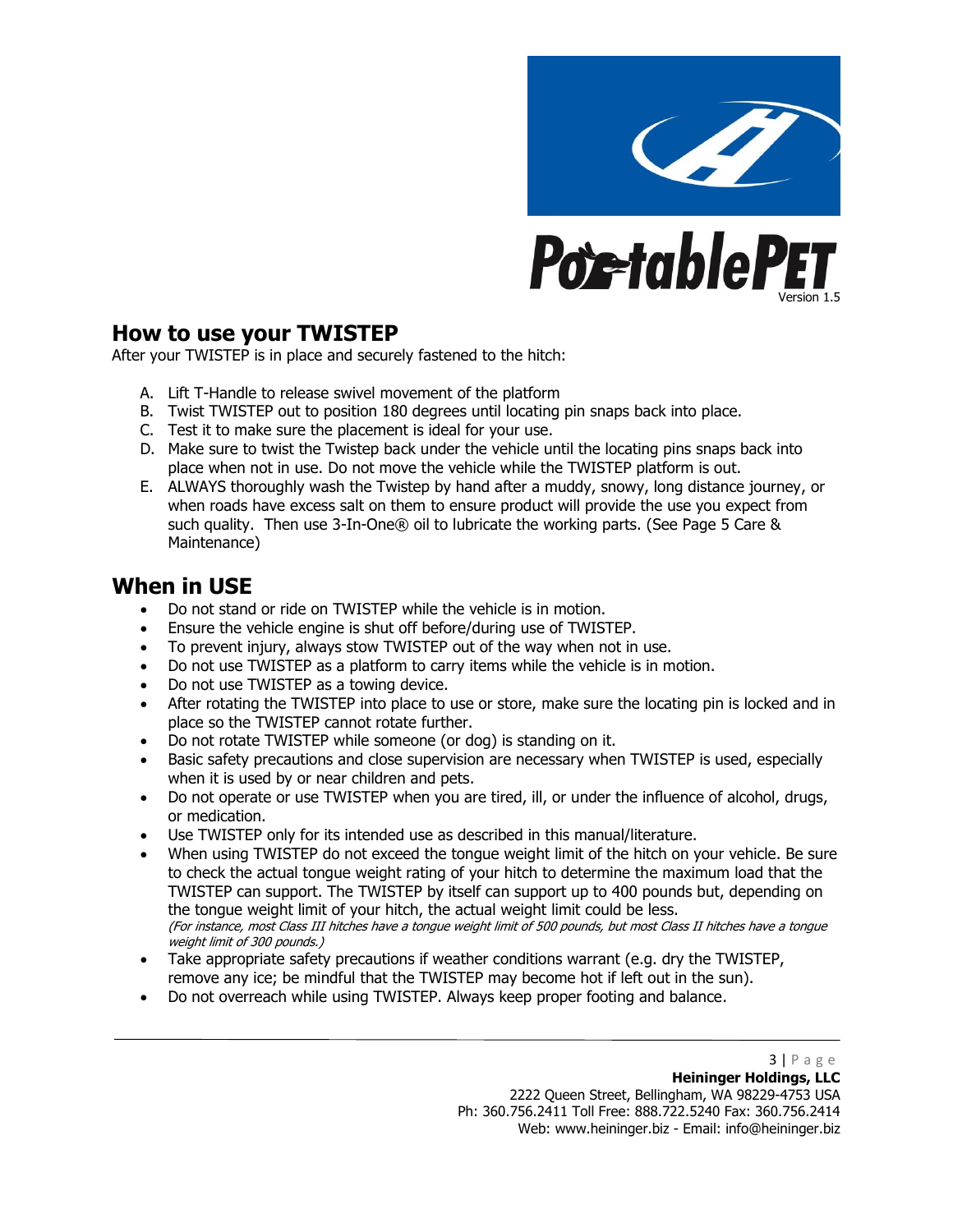## How to use your TWISTEP

After your TWISTEP is in place and securely fastened to the hitch:

A. Lift T-Handle to release swivel movement of the platform
B. Twist TWISTEP out to position 180 degrees until locating pin snaps back into place.
C. Test it to make sure the placement is ideal for your use.
D. Make sure to twist the Twistep back under the vehicle until the locating pins snaps back into place when not in use. Do not move the vehicle while the TWISTEP platform is out.
E. ALWAYS thoroughly wash the Twistep by hand after a muddy, snowy, long distance journey, or when roads have excess salt on them to ensure product will provide the use you expect from such quality. Then use 3-In-One® oil to lubricate the working parts. (See Page 5 Care & Maintenance)

## When in USE

- Do not stand or ride on TWISTEP while the vehicle is in motion.
- Ensure the vehicle engine is shut off before/during use of TWISTEP.
- To prevent injury, always stow TWISTEP out of the way when not in use.
- Do not use TWISTEP as a platform to carry items while the vehicle is in motion.
- Do not use TWISTEP as a towing device.
- After rotating the TWISTEP into place to use or store, make sure the locating pin is locked and in place so the TWISTEP cannot rotate further.
- Do not rotate TWISTEP while someone (or dog) is standing on it.
- Basic safety precautions and close supervision are necessary when TWISTEP is used, especially when it is used by or near children and pets.
- Do not operate or use TWISTEP when you are tired, ill, or under the influence of alcohol, drugs, or medication.
- Use TWISTEP only for its intended use as described in this manual/literature.
- When using TWISTEP do not exceed the tongue weight limit of the hitch on your vehicle. Be sure to check the actual tongue weight rating of your hitch to determine the maximum load that the TWISTEP can support. The TWISTEP by itself can support up to 400 pounds but, depending on the tongue weight limit of your hitch, the actual weight limit could be less.
  *(For instance, most Class III hitches have a tongue weight limit of 500 pounds, but most Class II hitches have a tongue weight limit of 300 pounds.)*
- Take appropriate safety precautions if weather conditions warrant (e.g. dry the TWISTEP, remove any ice; be mindful that the TWISTEP may become hot if left out in the sun).
- Do not overreach while using TWISTEP. Always keep proper footing and balance.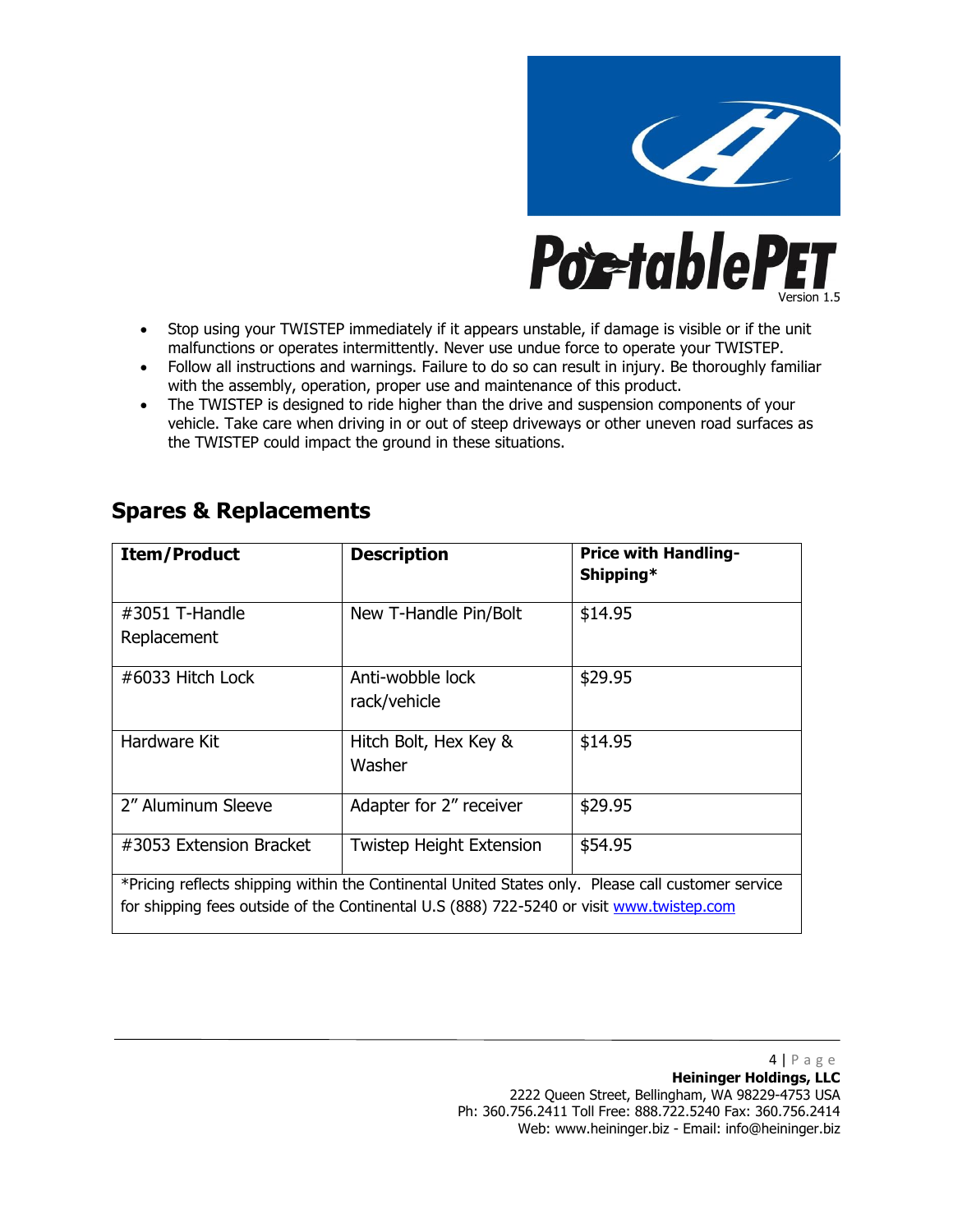- Stop using your TWISTEP immediately if it appears unstable, if damage is visible or if the unit malfunctions or operates intermittently. Never use undue force to operate your TWISTEP.
- Follow all instructions and warnings. Failure to do so can result in injury. Be thoroughly familiar with the assembly, operation, proper use and maintenance of this product.
- The TWISTEP is designed to ride higher than the drive and suspension components of your vehicle. Take care when driving in or out of steep driveways or other uneven road surfaces as the TWISTEP could impact the ground in these situations.

## Spares & Replacements

| Item/Product | Description | Price with Handling-Shipping* |
|---|---|---|
| #3051 T-Handle Replacement | New T-Handle Pin/Bolt | $14.95 |
| #6033 Hitch Lock | Anti-wobble lock rack/vehicle | $29.95 |
| Hardware Kit | Hitch Bolt, Hex Key & Washer | $14.95 |
| 2" Aluminum Sleeve | Adapter for 2" receiver | $29.95 |
| #3053 Extension Bracket | Twistep Height Extension | $54.95 |
| *Pricing reflects shipping within the Continental United States only. Please call customer service for shipping fees outside of the Continental U.S (888) 722-5240 or visit www.twistep.com | | |

**Heininger Holdings, LLC**
2222 Queen Street, Bellingham, WA 98229-4753 USA
Ph: 360.756.2411 Toll Free: 888.722.5240 Fax: 360.756.2414
Web: www.heininger.biz - Email: info@heininger.biz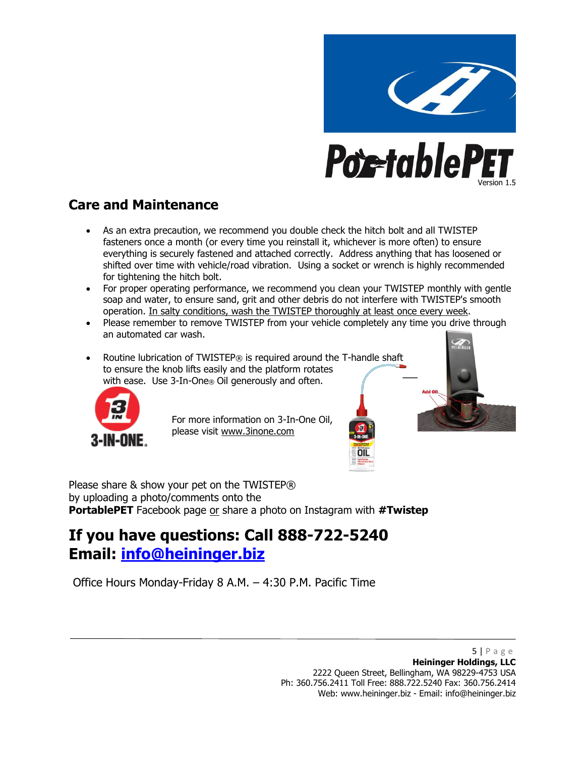## Care and Maintenance

- As an extra precaution, we recommend you double check the hitch bolt and all TWISTEP fasteners once a month (or every time you reinstall it, whichever is more often) to ensure everything is securely fastened and attached correctly. Address anything that has loosened or shifted over time with vehicle/road vibration. Using a socket or wrench is highly recommended for tightening the hitch bolt.
- For proper operating performance, we recommend you clean your TWISTEP monthly with gentle soap and water, to ensure sand, grit and other debris do not interfere with TWISTEP's smooth operation. In salty conditions, wash the TWISTEP thoroughly at least once every week.
- Please remember to remove TWISTEP from your vehicle completely any time you drive through an automated car wash.
- Routine lubrication of TWISTEP® is required around the T-handle shaft to ensure the knob lifts easily and the platform rotates with ease. Use 3-In-One® Oil generously and often.

For more information on 3-In-One Oil, please visit www.3inone.com

Please share & show your pet on the TWISTEP® by uploading a photo/comments onto the **PortablePET** Facebook page or share a photo on Instagram with **#Twistep**

# If you have questions: Call 888-722-5240
# Email: info@heininger.biz

Office Hours Monday-Friday 8 A.M. – 4:30 P.M. Pacific Time

**Heininger Holdings, LLC**
2222 Queen Street, Bellingham, WA 98229-4753 USA
Ph: 360.756.2411 Toll Free: 888.722.5240 Fax: 360.756.2414
Web: www.heininger.biz - Email: info@heininger.biz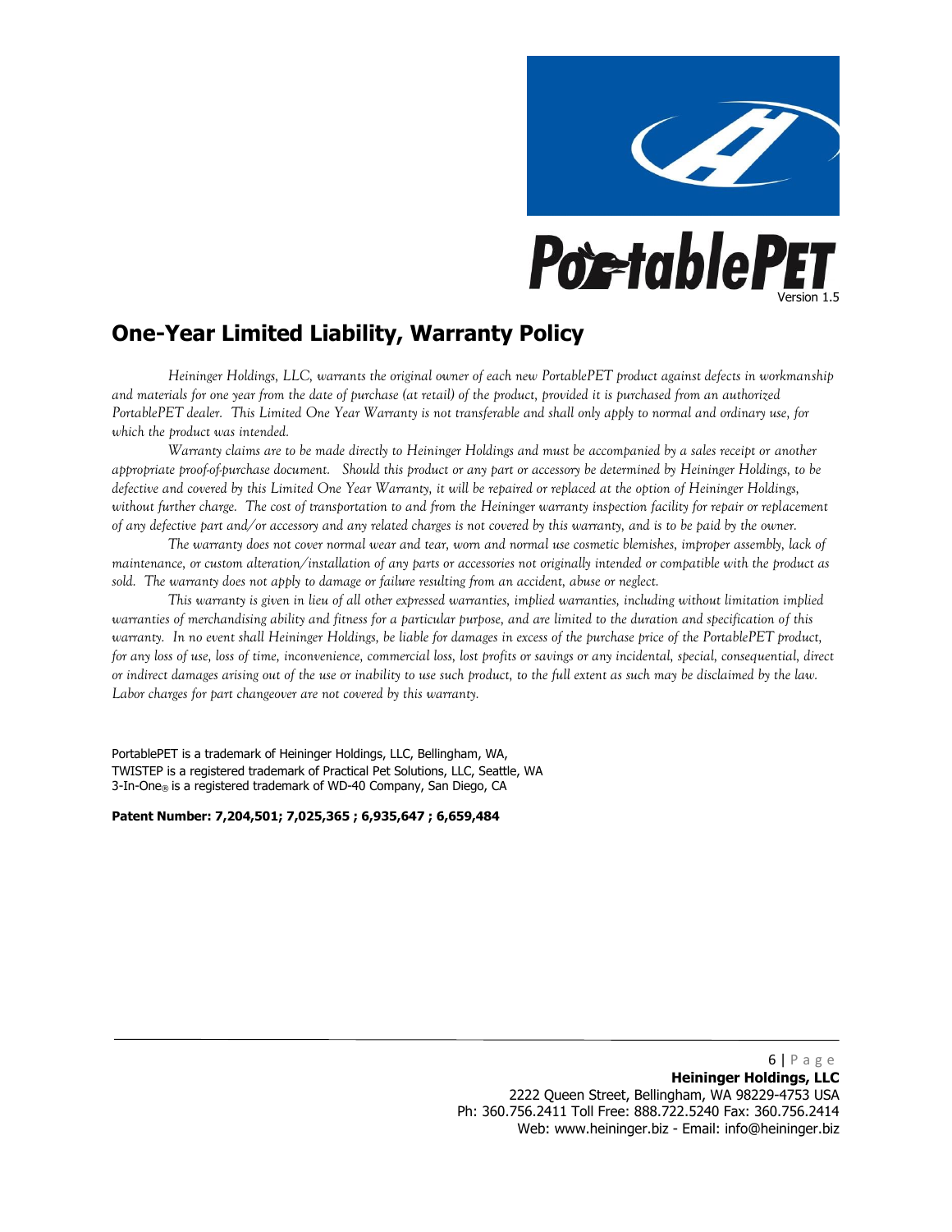PortablePET

Version 1.5

## One-Year Limited Liability, Warranty Policy

*Heininger Holdings, LLC, warrants the original owner of each new PortablePET product against defects in workmanship and materials for one year from the date of purchase (at retail) of the product, provided it is purchased from an authorized PortablePET dealer. This Limited One Year Warranty is not transferable and shall only apply to normal and ordinary use, for which the product was intended.*

*Warranty claims are to be made directly to Heininger Holdings and must be accompanied by a sales receipt or another appropriate proof-of-purchase document. Should this product or any part or accessory be determined by Heininger Holdings, to be defective and covered by this Limited One Year Warranty, it will be repaired or replaced at the option of Heininger Holdings, without further charge. The cost of transportation to and from the Heininger warranty inspection facility for repair or replacement of any defective part and/or accessory and any related charges is not covered by this warranty, and is to be paid by the owner.*

*The warranty does not cover normal wear and tear, worn and normal use cosmetic blemishes, improper assembly, lack of maintenance, or custom alteration/installation of any parts or accessories not originally intended or compatible with the product as sold. The warranty does not apply to damage or failure resulting from an accident, abuse or neglect.*

*This warranty is given in lieu of all other expressed warranties, implied warranties, including without limitation implied warranties of merchandising ability and fitness for a particular purpose, and are limited to the duration and specification of this warranty. In no event shall Heininger Holdings, be liable for damages in excess of the purchase price of the PortablePET product, for any loss of use, loss of time, inconvenience, commercial loss, lost profits or savings or any incidental, special, consequential, direct or indirect damages arising out of the use or inability to use such product, to the full extent as such may be disclaimed by the law. Labor charges for part changeover are not covered by this warranty.*

PortablePET is a trademark of Heininger Holdings, LLC, Bellingham, WA,
TWISTEP is a registered trademark of Practical Pet Solutions, LLC, Seattle, WA
3-In-One® is a registered trademark of WD-40 Company, San Diego, CA

**Patent Number: 7,204,501; 7,025,365 ; 6,935,647 ; 6,659,484**

**Heininger Holdings, LLC**
2222 Queen Street, Bellingham, WA 98229-4753 USA
Ph: 360.756.2411 Toll Free: 888.722.5240 Fax: 360.756.2414
Web: www.heininger.biz - Email: info@heininger.biz